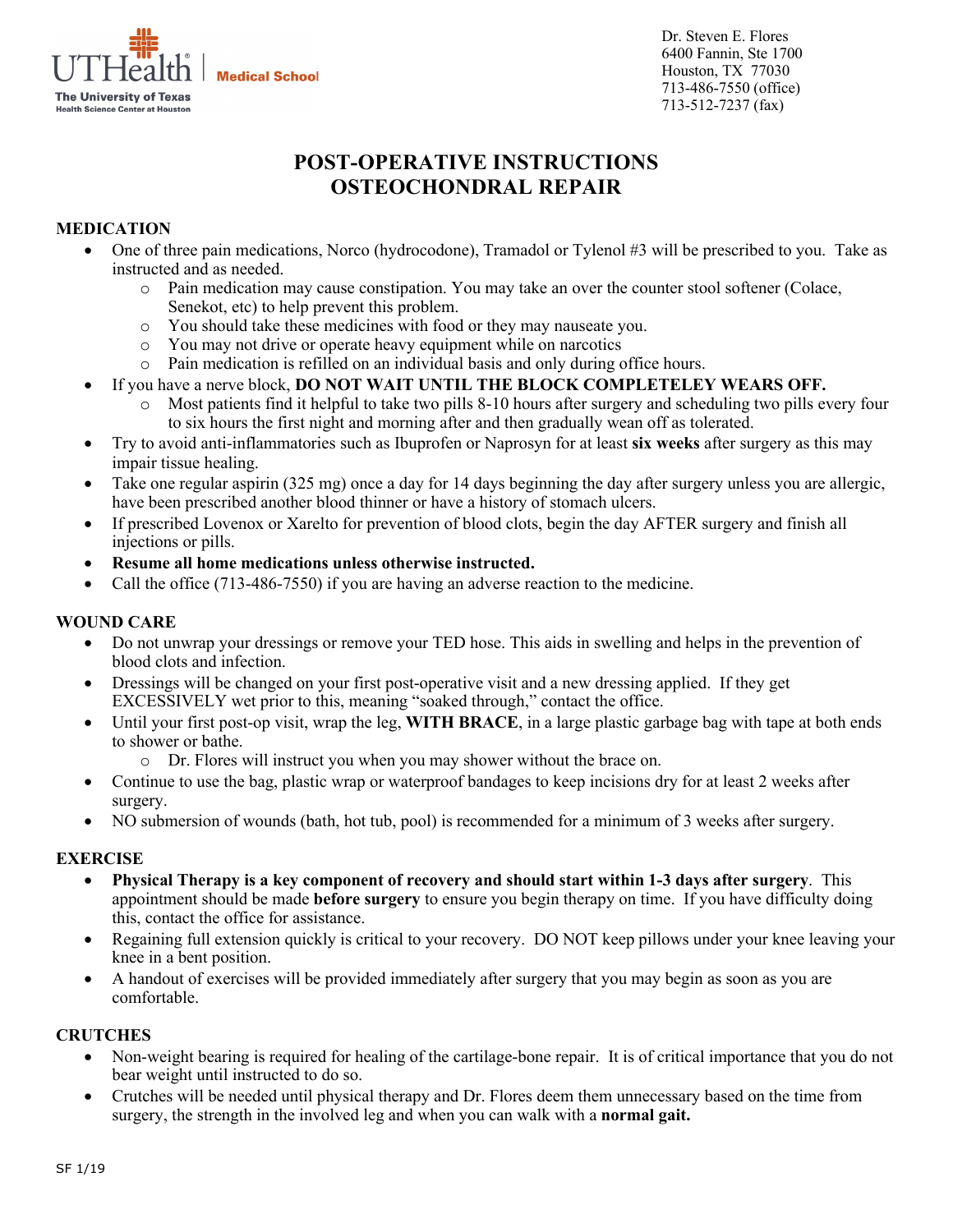UTHealth | Medical School
The University of Texas
Health Science Center at Houston

Dr. Steven E. Flores
6400 Fannin, Ste 1700
Houston, TX 77030
713-486-7550 (office)
713-512-7237 (fax)

# POST-OPERATIVE INSTRUCTIONS
# OSTEOCHONDRAL REPAIR

## MEDICATION

- One of three pain medications, Norco (hydrocodone), Tramadol or Tylenol #3 will be prescribed to you. Take as instructed and as needed.
  - Pain medication may cause constipation. You may take an over the counter stool softener (Colace, Senekot, etc) to help prevent this problem.
  - You should take these medicines with food or they may nauseate you.
  - You may not drive or operate heavy equipment while on narcotics
  - Pain medication is refilled on an individual basis and only during office hours.
- If you have a nerve block, **DO NOT WAIT UNTIL THE BLOCK COMPLETELEY WEARS OFF.**
  - Most patients find it helpful to take two pills 8-10 hours after surgery and scheduling two pills every four to six hours the first night and morning after and then gradually wean off as tolerated.
- Try to avoid anti-inflammatories such as Ibuprofen or Naprosyn for at least **six weeks** after surgery as this may impair tissue healing.
- Take one regular aspirin (325 mg) once a day for 14 days beginning the day after surgery unless you are allergic, have been prescribed another blood thinner or have a history of stomach ulcers.
- If prescribed Lovenox or Xarelto for prevention of blood clots, begin the day AFTER surgery and finish all injections or pills.
- **Resume all home medications unless otherwise instructed.**
- Call the office (713-486-7550) if you are having an adverse reaction to the medicine.

## WOUND CARE

- Do not unwrap your dressings or remove your TED hose. This aids in swelling and helps in the prevention of blood clots and infection.
- Dressings will be changed on your first post-operative visit and a new dressing applied. If they get EXCESSIVELY wet prior to this, meaning "soaked through," contact the office.
- Until your first post-op visit, wrap the leg, **WITH BRACE**, in a large plastic garbage bag with tape at both ends to shower or bathe.
  - Dr. Flores will instruct you when you may shower without the brace on.
- Continue to use the bag, plastic wrap or waterproof bandages to keep incisions dry for at least 2 weeks after surgery.
- NO submersion of wounds (bath, hot tub, pool) is recommended for a minimum of 3 weeks after surgery.

## EXERCISE

- **Physical Therapy is a key component of recovery and should start within 1-3 days after surgery**. This appointment should be made **before surgery** to ensure you begin therapy on time. If you have difficulty doing this, contact the office for assistance.
- Regaining full extension quickly is critical to your recovery. DO NOT keep pillows under your knee leaving your knee in a bent position.
- A handout of exercises will be provided immediately after surgery that you may begin as soon as you are comfortable.

## CRUTCHES

- Non-weight bearing is required for healing of the cartilage-bone repair. It is of critical importance that you do not bear weight until instructed to do so.
- Crutches will be needed until physical therapy and Dr. Flores deem them unnecessary based on the time from surgery, the strength in the involved leg and when you can walk with a **normal gait.**

SF 1/19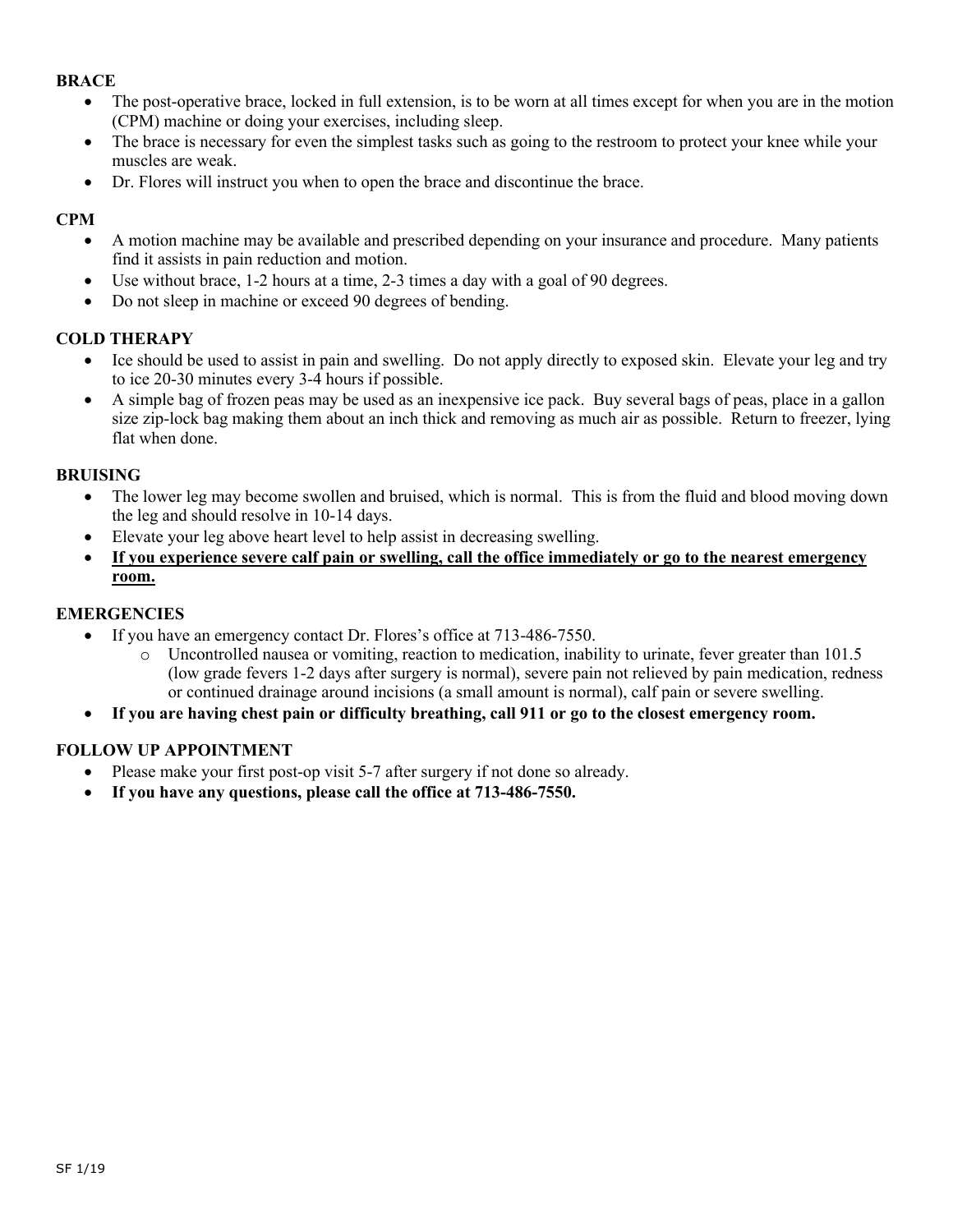**BRACE**

- The post-operative brace, locked in full extension, is to be worn at all times except for when you are in the motion (CPM) machine or doing your exercises, including sleep.
- The brace is necessary for even the simplest tasks such as going to the restroom to protect your knee while your muscles are weak.
- Dr. Flores will instruct you when to open the brace and discontinue the brace.

**CPM**

- A motion machine may be available and prescribed depending on your insurance and procedure. Many patients find it assists in pain reduction and motion.
- Use without brace, 1-2 hours at a time, 2-3 times a day with a goal of 90 degrees.
- Do not sleep in machine or exceed 90 degrees of bending.

**COLD THERAPY**

- Ice should be used to assist in pain and swelling. Do not apply directly to exposed skin. Elevate your leg and try to ice 20-30 minutes every 3-4 hours if possible.
- A simple bag of frozen peas may be used as an inexpensive ice pack. Buy several bags of peas, place in a gallon size zip-lock bag making them about an inch thick and removing as much air as possible. Return to freezer, lying flat when done.

**BRUISING**

- The lower leg may become swollen and bruised, which is normal. This is from the fluid and blood moving down the leg and should resolve in 10-14 days.
- Elevate your leg above heart level to help assist in decreasing swelling.
- **<u>If you experience severe calf pain or swelling, call the office immediately or go to the nearest emergency room.</u>**

**EMERGENCIES**

- If you have an emergency contact Dr. Flores's office at 713-486-7550.
    - Uncontrolled nausea or vomiting, reaction to medication, inability to urinate, fever greater than 101.5 (low grade fevers 1-2 days after surgery is normal), severe pain not relieved by pain medication, redness or continued drainage around incisions (a small amount is normal), calf pain or severe swelling.
- **If you are having chest pain or difficulty breathing, call 911 or go to the closest emergency room.**

**FOLLOW UP APPOINTMENT**

- Please make your first post-op visit 5-7 after surgery if not done so already.
- **If you have any questions, please call the office at 713-486-7550.**

SF 1/19